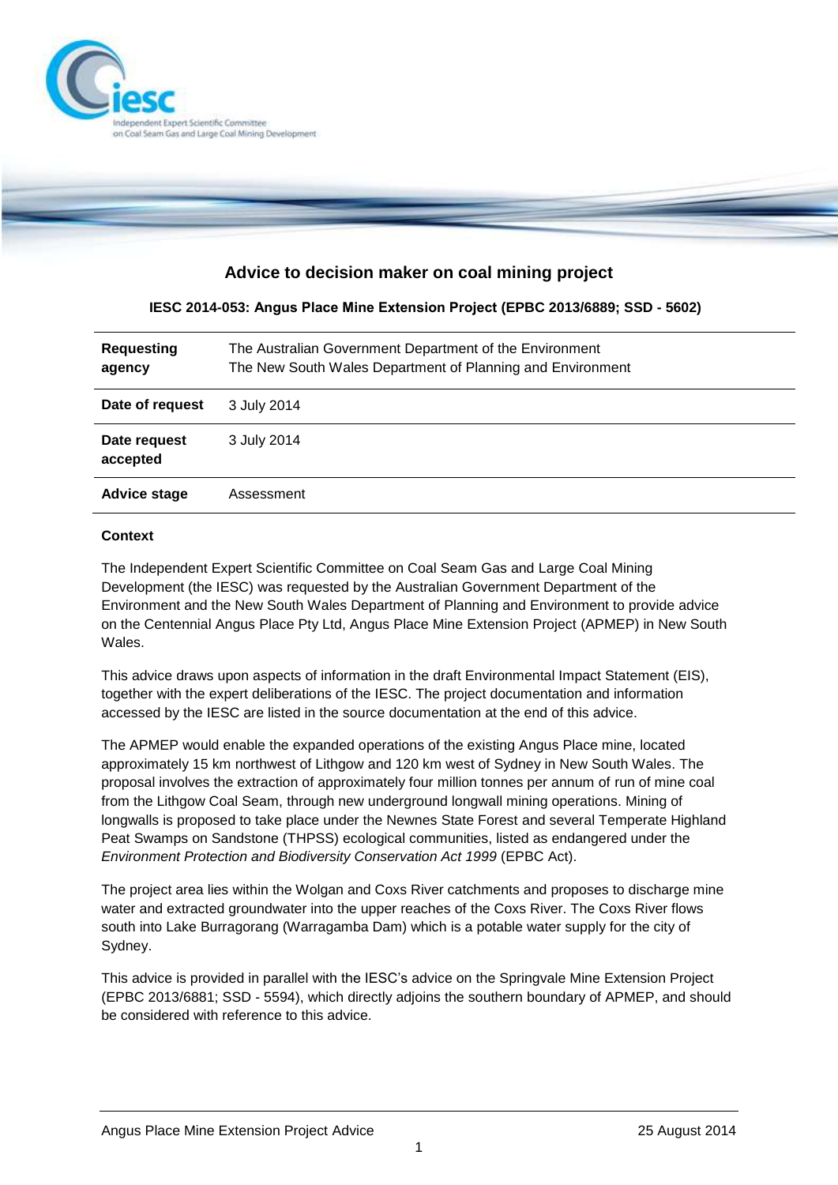# Advice to decision maker on coal mining project

**IESC 2014-053: Angus Place Mine Extension Project (EPBC 2013/6889; SSD - 5602)**

| | |
|---|---|
| **Requesting agency** | The Australian Government Department of the Environment<br>The New South Wales Department of Planning and Environment |
| **Date of request** | 3 July 2014 |
| **Date request accepted** | 3 July 2014 |
| **Advice stage** | Assessment |

**Context**

The Independent Expert Scientific Committee on Coal Seam Gas and Large Coal Mining Development (the IESC) was requested by the Australian Government Department of the Environment and the New South Wales Department of Planning and Environment to provide advice on the Centennial Angus Place Pty Ltd, Angus Place Mine Extension Project (APMEP) in New South Wales.

This advice draws upon aspects of information in the draft Environmental Impact Statement (EIS), together with the expert deliberations of the IESC. The project documentation and information accessed by the IESC are listed in the source documentation at the end of this advice.

The APMEP would enable the expanded operations of the existing Angus Place mine, located approximately 15 km northwest of Lithgow and 120 km west of Sydney in New South Wales. The proposal involves the extraction of approximately four million tonnes per annum of run of mine coal from the Lithgow Coal Seam, through new underground longwall mining operations. Mining of longwalls is proposed to take place under the Newnes State Forest and several Temperate Highland Peat Swamps on Sandstone (THPSS) ecological communities, listed as endangered under the *Environment Protection and Biodiversity Conservation Act 1999* (EPBC Act).

The project area lies within the Wolgan and Coxs River catchments and proposes to discharge mine water and extracted groundwater into the upper reaches of the Coxs River. The Coxs River flows south into Lake Burragorang (Warragamba Dam) which is a potable water supply for the city of Sydney.

This advice is provided in parallel with the IESC's advice on the Springvale Mine Extension Project (EPBC 2013/6881; SSD - 5594), which directly adjoins the southern boundary of APMEP, and should be considered with reference to this advice.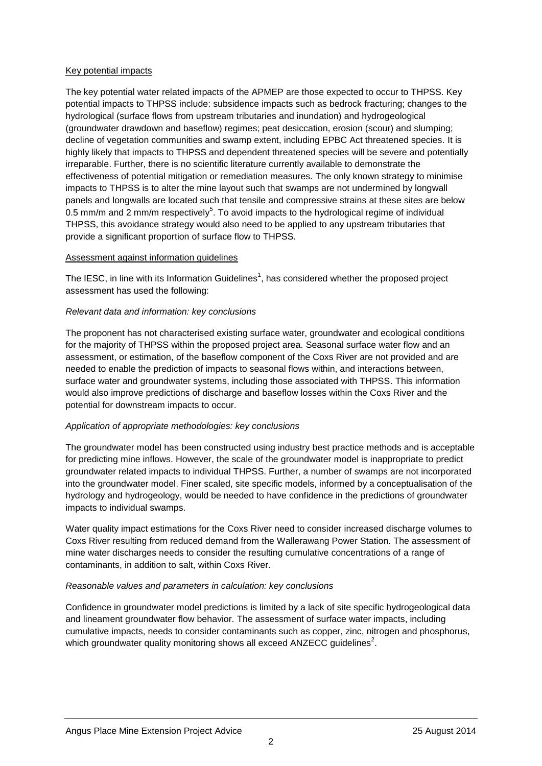Key potential impacts

The key potential water related impacts of the APMEP are those expected to occur to THPSS. Key potential impacts to THPSS include: subsidence impacts such as bedrock fracturing; changes to the hydrological (surface flows from upstream tributaries and inundation) and hydrogeological (groundwater drawdown and baseflow) regimes; peat desiccation, erosion (scour) and slumping; decline of vegetation communities and swamp extent, including EPBC Act threatened species. It is highly likely that impacts to THPSS and dependent threatened species will be severe and potentially irreparable. Further, there is no scientific literature currently available to demonstrate the effectiveness of potential mitigation or remediation measures. The only known strategy to minimise impacts to THPSS is to alter the mine layout such that swamps are not undermined by longwall panels and longwalls are located such that tensile and compressive strains at these sites are below 0.5 mm/m and 2 mm/m respectively[5]. To avoid impacts to the hydrological regime of individual THPSS, this avoidance strategy would also need to be applied to any upstream tributaries that provide a significant proportion of surface flow to THPSS.

Assessment against information guidelines

The IESC, in line with its Information Guidelines[1], has considered whether the proposed project assessment has used the following:

*Relevant data and information: key conclusions*

The proponent has not characterised existing surface water, groundwater and ecological conditions for the majority of THPSS within the proposed project area. Seasonal surface water flow and an assessment, or estimation, of the baseflow component of the Coxs River are not provided and are needed to enable the prediction of impacts to seasonal flows within, and interactions between, surface water and groundwater systems, including those associated with THPSS. This information would also improve predictions of discharge and baseflow losses within the Coxs River and the potential for downstream impacts to occur.

*Application of appropriate methodologies: key conclusions*

The groundwater model has been constructed using industry best practice methods and is acceptable for predicting mine inflows. However, the scale of the groundwater model is inappropriate to predict groundwater related impacts to individual THPSS. Further, a number of swamps are not incorporated into the groundwater model. Finer scaled, site specific models, informed by a conceptualisation of the hydrology and hydrogeology, would be needed to have confidence in the predictions of groundwater impacts to individual swamps.

Water quality impact estimations for the Coxs River need to consider increased discharge volumes to Coxs River resulting from reduced demand from the Wallerawang Power Station. The assessment of mine water discharges needs to consider the resulting cumulative concentrations of a range of contaminants, in addition to salt, within Coxs River.

*Reasonable values and parameters in calculation: key conclusions*

Confidence in groundwater model predictions is limited by a lack of site specific hydrogeological data and lineament groundwater flow behavior. The assessment of surface water impacts, including cumulative impacts, needs to consider contaminants such as copper, zinc, nitrogen and phosphorus, which groundwater quality monitoring shows all exceed ANZECC guidelines[2].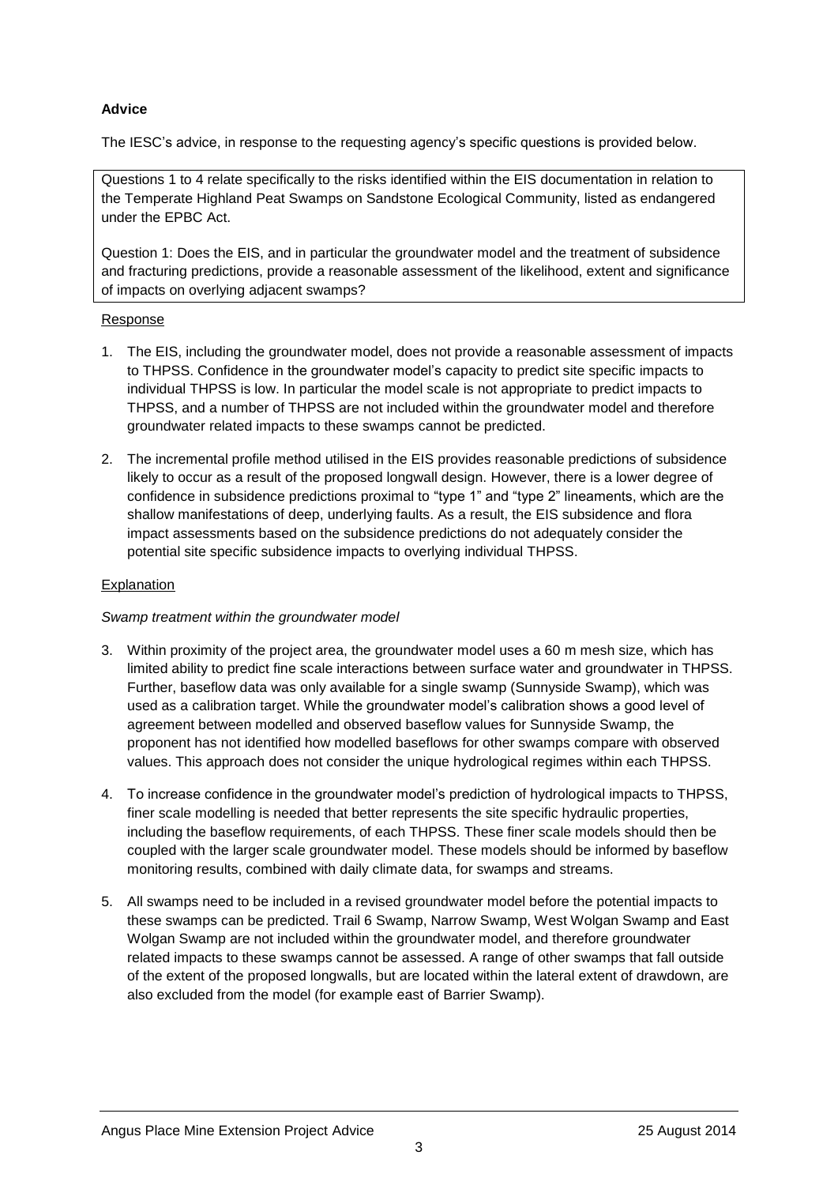**Advice**

The IESC's advice, in response to the requesting agency's specific questions is provided below.

Questions 1 to 4 relate specifically to the risks identified within the EIS documentation in relation to the Temperate Highland Peat Swamps on Sandstone Ecological Community, listed as endangered under the EPBC Act.

Question 1: Does the EIS, and in particular the groundwater model and the treatment of subsidence and fracturing predictions, provide a reasonable assessment of the likelihood, extent and significance of impacts on overlying adjacent swamps?

Response

1. The EIS, including the groundwater model, does not provide a reasonable assessment of impacts to THPSS. Confidence in the groundwater model's capacity to predict site specific impacts to individual THPSS is low. In particular the model scale is not appropriate to predict impacts to THPSS, and a number of THPSS are not included within the groundwater model and therefore groundwater related impacts to these swamps cannot be predicted.
2. The incremental profile method utilised in the EIS provides reasonable predictions of subsidence likely to occur as a result of the proposed longwall design. However, there is a lower degree of confidence in subsidence predictions proximal to "type 1" and "type 2" lineaments, which are the shallow manifestations of deep, underlying faults. As a result, the EIS subsidence and flora impact assessments based on the subsidence predictions do not adequately consider the potential site specific subsidence impacts to overlying individual THPSS.

Explanation

*Swamp treatment within the groundwater model*

3. Within proximity of the project area, the groundwater model uses a 60 m mesh size, which has limited ability to predict fine scale interactions between surface water and groundwater in THPSS. Further, baseflow data was only available for a single swamp (Sunnyside Swamp), which was used as a calibration target. While the groundwater model's calibration shows a good level of agreement between modelled and observed baseflow values for Sunnyside Swamp, the proponent has not identified how modelled baseflows for other swamps compare with observed values. This approach does not consider the unique hydrological regimes within each THPSS.
4. To increase confidence in the groundwater model's prediction of hydrological impacts to THPSS, finer scale modelling is needed that better represents the site specific hydraulic properties, including the baseflow requirements, of each THPSS. These finer scale models should then be coupled with the larger scale groundwater model. These models should be informed by baseflow monitoring results, combined with daily climate data, for swamps and streams.
5. All swamps need to be included in a revised groundwater model before the potential impacts to these swamps can be predicted. Trail 6 Swamp, Narrow Swamp, West Wolgan Swamp and East Wolgan Swamp are not included within the groundwater model, and therefore groundwater related impacts to these swamps cannot be assessed. A range of other swamps that fall outside of the extent of the proposed longwalls, but are located within the lateral extent of drawdown, are also excluded from the model (for example east of Barrier Swamp).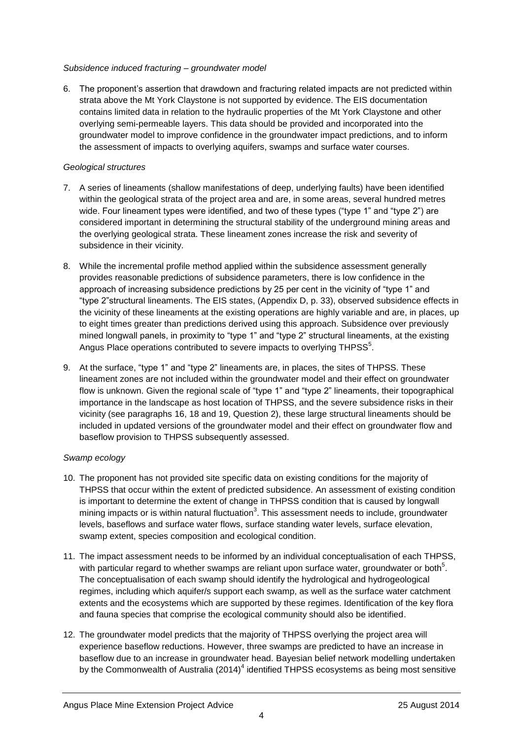*Subsidence induced fracturing – groundwater model*

6. The proponent's assertion that drawdown and fracturing related impacts are not predicted within strata above the Mt York Claystone is not supported by evidence. The EIS documentation contains limited data in relation to the hydraulic properties of the Mt York Claystone and other overlying semi-permeable layers. This data should be provided and incorporated into the groundwater model to improve confidence in the groundwater impact predictions, and to inform the assessment of impacts to overlying aquifers, swamps and surface water courses.

*Geological structures*

7. A series of lineaments (shallow manifestations of deep, underlying faults) have been identified within the geological strata of the project area and are, in some areas, several hundred metres wide. Four lineament types were identified, and two of these types ("type 1" and "type 2") are considered important in determining the structural stability of the underground mining areas and the overlying geological strata. These lineament zones increase the risk and severity of subsidence in their vicinity.

8. While the incremental profile method applied within the subsidence assessment generally provides reasonable predictions of subsidence parameters, there is low confidence in the approach of increasing subsidence predictions by 25 per cent in the vicinity of "type 1" and "type 2"structural lineaments. The EIS states, (Appendix D, p. 33), observed subsidence effects in the vicinity of these lineaments at the existing operations are highly variable and are, in places, up to eight times greater than predictions derived using this approach. Subsidence over previously mined longwall panels, in proximity to "type 1" and "type 2" structural lineaments, at the existing Angus Place operations contributed to severe impacts to overlying THPSS[5].

9. At the surface, "type 1" and "type 2" lineaments are, in places, the sites of THPSS. These lineament zones are not included within the groundwater model and their effect on groundwater flow is unknown. Given the regional scale of "type 1" and "type 2" lineaments, their topographical importance in the landscape as host location of THPSS, and the severe subsidence risks in their vicinity (see paragraphs 16, 18 and 19, Question 2), these large structural lineaments should be included in updated versions of the groundwater model and their effect on groundwater flow and baseflow provision to THPSS subsequently assessed.

*Swamp ecology*

10. The proponent has not provided site specific data on existing conditions for the majority of THPSS that occur within the extent of predicted subsidence. An assessment of existing condition is important to determine the extent of change in THPSS condition that is caused by longwall mining impacts or is within natural fluctuation[3]. This assessment needs to include, groundwater levels, baseflows and surface water flows, surface standing water levels, surface elevation, swamp extent, species composition and ecological condition.

11. The impact assessment needs to be informed by an individual conceptualisation of each THPSS, with particular regard to whether swamps are reliant upon surface water, groundwater or both[5]. The conceptualisation of each swamp should identify the hydrological and hydrogeological regimes, including which aquifer/s support each swamp, as well as the surface water catchment extents and the ecosystems which are supported by these regimes. Identification of the key flora and fauna species that comprise the ecological community should also be identified.

12. The groundwater model predicts that the majority of THPSS overlying the project area will experience baseflow reductions. However, three swamps are predicted to have an increase in baseflow due to an increase in groundwater head. Bayesian belief network modelling undertaken by the Commonwealth of Australia (2014)[4] identified THPSS ecosystems as being most sensitive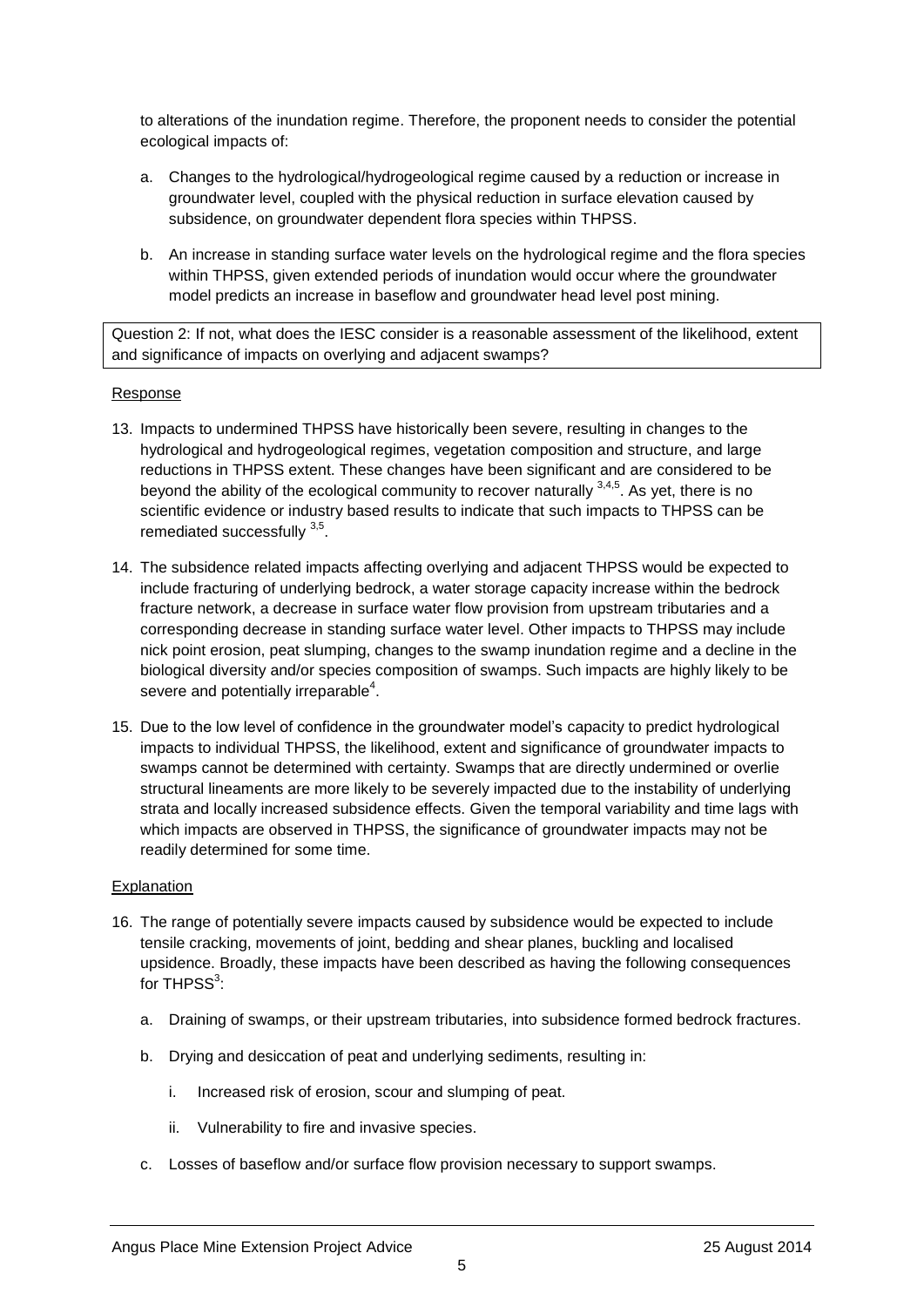to alterations of the inundation regime. Therefore, the proponent needs to consider the potential ecological impacts of:

a. Changes to the hydrological/hydrogeological regime caused by a reduction or increase in groundwater level, coupled with the physical reduction in surface elevation caused by subsidence, on groundwater dependent flora species within THPSS.

b. An increase in standing surface water levels on the hydrological regime and the flora species within THPSS, given extended periods of inundation would occur where the groundwater model predicts an increase in baseflow and groundwater head level post mining.

Question 2: If not, what does the IESC consider is a reasonable assessment of the likelihood, extent and significance of impacts on overlying and adjacent swamps?

Response

13. Impacts to undermined THPSS have historically been severe, resulting in changes to the hydrological and hydrogeological regimes, vegetation composition and structure, and large reductions in THPSS extent. These changes have been significant and are considered to be beyond the ability of the ecological community to recover naturally [3,4,5]. As yet, there is no scientific evidence or industry based results to indicate that such impacts to THPSS can be remediated successfully [3,5].

14. The subsidence related impacts affecting overlying and adjacent THPSS would be expected to include fracturing of underlying bedrock, a water storage capacity increase within the bedrock fracture network, a decrease in surface water flow provision from upstream tributaries and a corresponding decrease in standing surface water level. Other impacts to THPSS may include nick point erosion, peat slumping, changes to the swamp inundation regime and a decline in the biological diversity and/or species composition of swamps. Such impacts are highly likely to be severe and potentially irreparable[4].

15. Due to the low level of confidence in the groundwater model's capacity to predict hydrological impacts to individual THPSS, the likelihood, extent and significance of groundwater impacts to swamps cannot be determined with certainty. Swamps that are directly undermined or overlie structural lineaments are more likely to be severely impacted due to the instability of underlying strata and locally increased subsidence effects. Given the temporal variability and time lags with which impacts are observed in THPSS, the significance of groundwater impacts may not be readily determined for some time.

Explanation

16. The range of potentially severe impacts caused by subsidence would be expected to include tensile cracking, movements of joint, bedding and shear planes, buckling and localised upsidence. Broadly, these impacts have been described as having the following consequences for THPSS[3]:

    a. Draining of swamps, or their upstream tributaries, into subsidence formed bedrock fractures.

    b. Drying and desiccation of peat and underlying sediments, resulting in:

        i. Increased risk of erosion, scour and slumping of peat.

        ii. Vulnerability to fire and invasive species.

    c. Losses of baseflow and/or surface flow provision necessary to support swamps.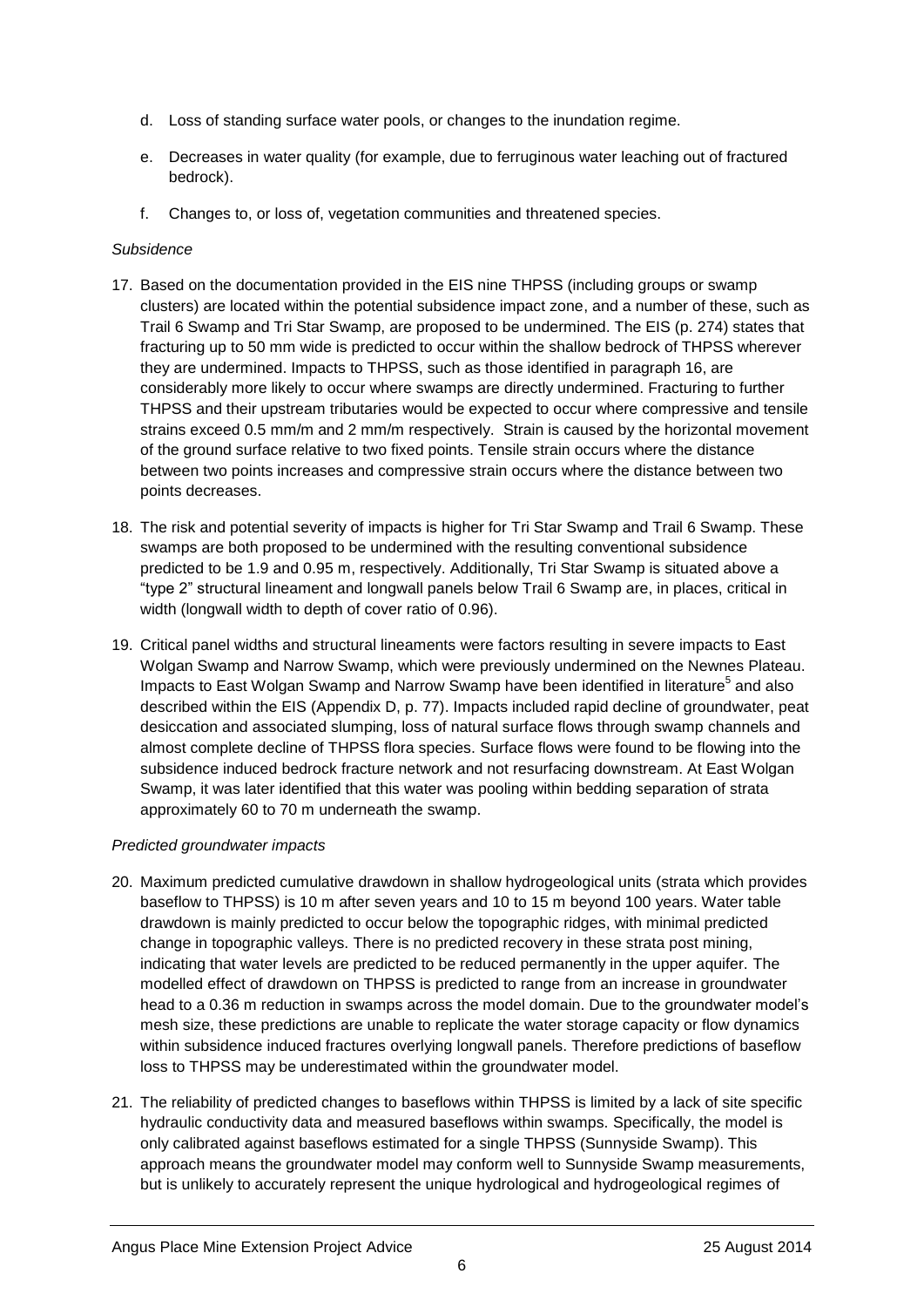d. Loss of standing surface water pools, or changes to the inundation regime.

e. Decreases in water quality (for example, due to ferruginous water leaching out of fractured bedrock).

f. Changes to, or loss of, vegetation communities and threatened species.

*Subsidence*

17. Based on the documentation provided in the EIS nine THPSS (including groups or swamp clusters) are located within the potential subsidence impact zone, and a number of these, such as Trail 6 Swamp and Tri Star Swamp, are proposed to be undermined. The EIS (p. 274) states that fracturing up to 50 mm wide is predicted to occur within the shallow bedrock of THPSS wherever they are undermined. Impacts to THPSS, such as those identified in paragraph 16, are considerably more likely to occur where swamps are directly undermined. Fracturing to further THPSS and their upstream tributaries would be expected to occur where compressive and tensile strains exceed 0.5 mm/m and 2 mm/m respectively. Strain is caused by the horizontal movement of the ground surface relative to two fixed points. Tensile strain occurs where the distance between two points increases and compressive strain occurs where the distance between two points decreases.

18. The risk and potential severity of impacts is higher for Tri Star Swamp and Trail 6 Swamp. These swamps are both proposed to be undermined with the resulting conventional subsidence predicted to be 1.9 and 0.95 m, respectively. Additionally, Tri Star Swamp is situated above a "type 2" structural lineament and longwall panels below Trail 6 Swamp are, in places, critical in width (longwall width to depth of cover ratio of 0.96).

19. Critical panel widths and structural lineaments were factors resulting in severe impacts to East Wolgan Swamp and Narrow Swamp, which were previously undermined on the Newnes Plateau. Impacts to East Wolgan Swamp and Narrow Swamp have been identified in literature[5] and also described within the EIS (Appendix D, p. 77). Impacts included rapid decline of groundwater, peat desiccation and associated slumping, loss of natural surface flows through swamp channels and almost complete decline of THPSS flora species. Surface flows were found to be flowing into the subsidence induced bedrock fracture network and not resurfacing downstream. At East Wolgan Swamp, it was later identified that this water was pooling within bedding separation of strata approximately 60 to 70 m underneath the swamp.

*Predicted groundwater impacts*

20. Maximum predicted cumulative drawdown in shallow hydrogeological units (strata which provides baseflow to THPSS) is 10 m after seven years and 10 to 15 m beyond 100 years. Water table drawdown is mainly predicted to occur below the topographic ridges, with minimal predicted change in topographic valleys. There is no predicted recovery in these strata post mining, indicating that water levels are predicted to be reduced permanently in the upper aquifer. The modelled effect of drawdown on THPSS is predicted to range from an increase in groundwater head to a 0.36 m reduction in swamps across the model domain. Due to the groundwater model's mesh size, these predictions are unable to replicate the water storage capacity or flow dynamics within subsidence induced fractures overlying longwall panels. Therefore predictions of baseflow loss to THPSS may be underestimated within the groundwater model.

21. The reliability of predicted changes to baseflows within THPSS is limited by a lack of site specific hydraulic conductivity data and measured baseflows within swamps. Specifically, the model is only calibrated against baseflows estimated for a single THPSS (Sunnyside Swamp). This approach means the groundwater model may conform well to Sunnyside Swamp measurements, but is unlikely to accurately represent the unique hydrological and hydrogeological regimes of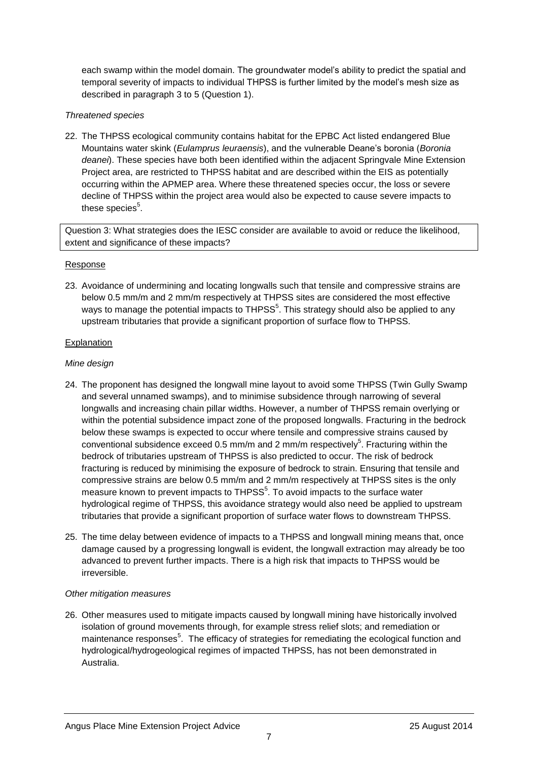each swamp within the model domain. The groundwater model's ability to predict the spatial and temporal severity of impacts to individual THPSS is further limited by the model's mesh size as described in paragraph 3 to 5 (Question 1).

*Threatened species*

22. The THPSS ecological community contains habitat for the EPBC Act listed endangered Blue Mountains water skink (*Eulamprus leuraensis*), and the vulnerable Deane's boronia (*Boronia deanei*). These species have both been identified within the adjacent Springvale Mine Extension Project area, are restricted to THPSS habitat and are described within the EIS as potentially occurring within the APMEP area. Where these threatened species occur, the loss or severe decline of THPSS within the project area would also be expected to cause severe impacts to these species[5].

Question 3: What strategies does the IESC consider are available to avoid or reduce the likelihood, extent and significance of these impacts?

Response

23. Avoidance of undermining and locating longwalls such that tensile and compressive strains are below 0.5 mm/m and 2 mm/m respectively at THPSS sites are considered the most effective ways to manage the potential impacts to THPSS[5]. This strategy should also be applied to any upstream tributaries that provide a significant proportion of surface flow to THPSS.

Explanation

*Mine design*

24. The proponent has designed the longwall mine layout to avoid some THPSS (Twin Gully Swamp and several unnamed swamps), and to minimise subsidence through narrowing of several longwalls and increasing chain pillar widths. However, a number of THPSS remain overlying or within the potential subsidence impact zone of the proposed longwalls. Fracturing in the bedrock below these swamps is expected to occur where tensile and compressive strains caused by conventional subsidence exceed 0.5 mm/m and 2 mm/m respectively[5]. Fracturing within the bedrock of tributaries upstream of THPSS is also predicted to occur. The risk of bedrock fracturing is reduced by minimising the exposure of bedrock to strain. Ensuring that tensile and compressive strains are below 0.5 mm/m and 2 mm/m respectively at THPSS sites is the only measure known to prevent impacts to THPSS[5]. To avoid impacts to the surface water hydrological regime of THPSS, this avoidance strategy would also need be applied to upstream tributaries that provide a significant proportion of surface water flows to downstream THPSS.

25. The time delay between evidence of impacts to a THPSS and longwall mining means that, once damage caused by a progressing longwall is evident, the longwall extraction may already be too advanced to prevent further impacts. There is a high risk that impacts to THPSS would be irreversible.

*Other mitigation measures*

26. Other measures used to mitigate impacts caused by longwall mining have historically involved isolation of ground movements through, for example stress relief slots; and remediation or maintenance responses[5]. The efficacy of strategies for remediating the ecological function and hydrological/hydrogeological regimes of impacted THPSS, has not been demonstrated in Australia.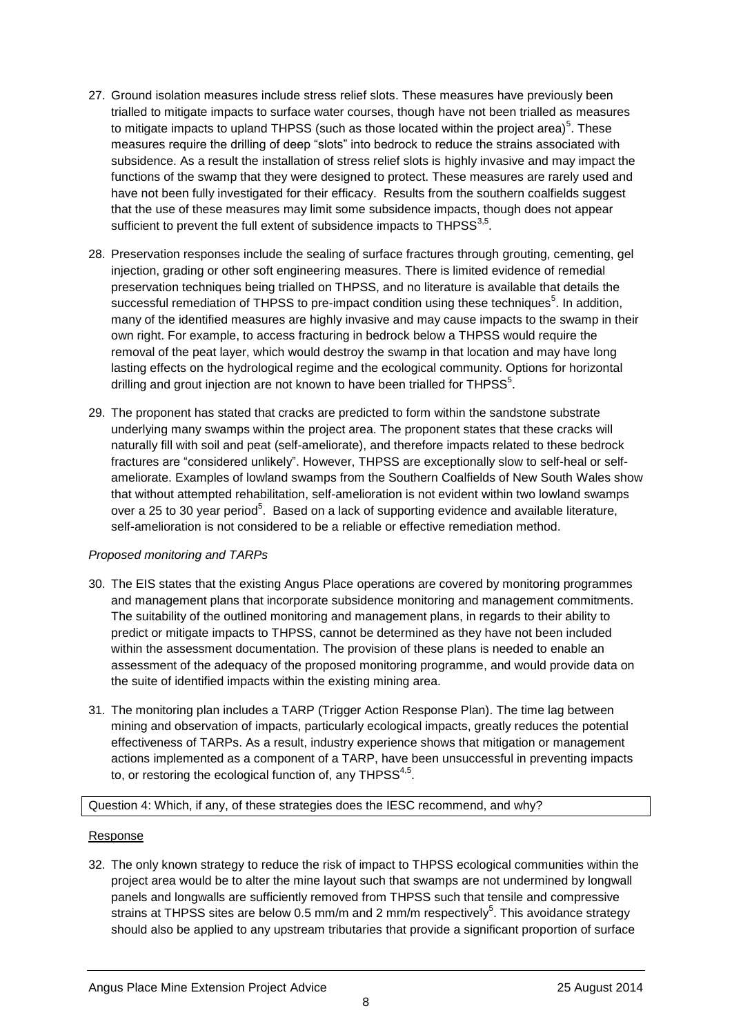27. Ground isolation measures include stress relief slots. These measures have previously been trialled to mitigate impacts to surface water courses, though have not been trialled as measures to mitigate impacts to upland THPSS (such as those located within the project area)[5]. These measures require the drilling of deep "slots" into bedrock to reduce the strains associated with subsidence. As a result the installation of stress relief slots is highly invasive and may impact the functions of the swamp that they were designed to protect. These measures are rarely used and have not been fully investigated for their efficacy. Results from the southern coalfields suggest that the use of these measures may limit some subsidence impacts, though does not appear sufficient to prevent the full extent of subsidence impacts to THPSS[3,5].

28. Preservation responses include the sealing of surface fractures through grouting, cementing, gel injection, grading or other soft engineering measures. There is limited evidence of remedial preservation techniques being trialled on THPSS, and no literature is available that details the successful remediation of THPSS to pre-impact condition using these techniques[5]. In addition, many of the identified measures are highly invasive and may cause impacts to the swamp in their own right. For example, to access fracturing in bedrock below a THPSS would require the removal of the peat layer, which would destroy the swamp in that location and may have long lasting effects on the hydrological regime and the ecological community. Options for horizontal drilling and grout injection are not known to have been trialled for THPSS[5].

29. The proponent has stated that cracks are predicted to form within the sandstone substrate underlying many swamps within the project area. The proponent states that these cracks will naturally fill with soil and peat (self-ameliorate), and therefore impacts related to these bedrock fractures are "considered unlikely". However, THPSS are exceptionally slow to self-heal or self-ameliorate. Examples of lowland swamps from the Southern Coalfields of New South Wales show that without attempted rehabilitation, self-amelioration is not evident within two lowland swamps over a 25 to 30 year period[5]. Based on a lack of supporting evidence and available literature, self-amelioration is not considered to be a reliable or effective remediation method.

*Proposed monitoring and TARPs*

30. The EIS states that the existing Angus Place operations are covered by monitoring programmes and management plans that incorporate subsidence monitoring and management commitments. The suitability of the outlined monitoring and management plans, in regards to their ability to predict or mitigate impacts to THPSS, cannot be determined as they have not been included within the assessment documentation. The provision of these plans is needed to enable an assessment of the adequacy of the proposed monitoring programme, and would provide data on the suite of identified impacts within the existing mining area.

31. The monitoring plan includes a TARP (Trigger Action Response Plan). The time lag between mining and observation of impacts, particularly ecological impacts, greatly reduces the potential effectiveness of TARPs. As a result, industry experience shows that mitigation or management actions implemented as a component of a TARP, have been unsuccessful in preventing impacts to, or restoring the ecological function of, any THPSS[4,5].

Question 4: Which, if any, of these strategies does the IESC recommend, and why?

Response

32. The only known strategy to reduce the risk of impact to THPSS ecological communities within the project area would be to alter the mine layout such that swamps are not undermined by longwall panels and longwalls are sufficiently removed from THPSS such that tensile and compressive strains at THPSS sites are below 0.5 mm/m and 2 mm/m respectively[5]. This avoidance strategy should also be applied to any upstream tributaries that provide a significant proportion of surface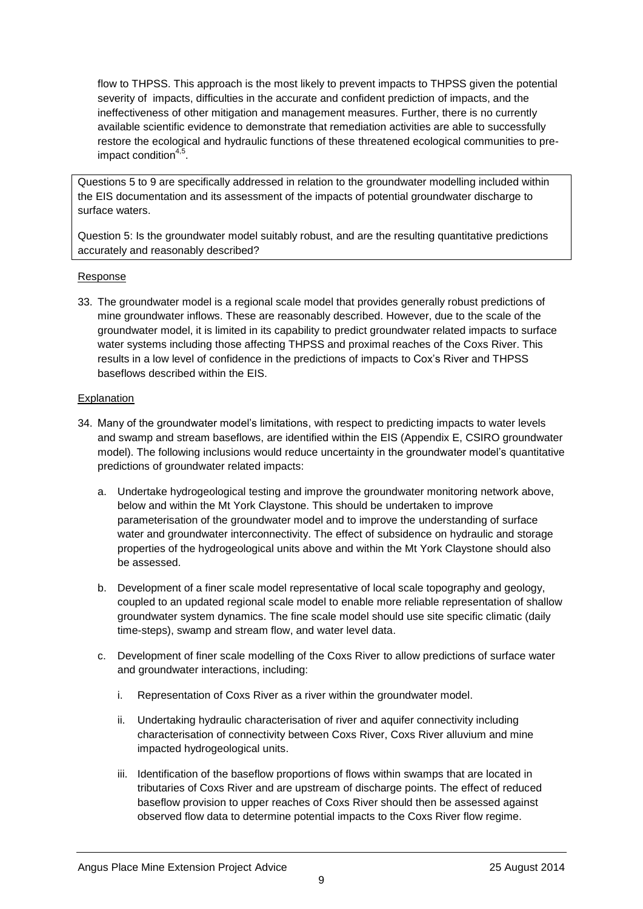flow to THPSS. This approach is the most likely to prevent impacts to THPSS given the potential severity of impacts, difficulties in the accurate and confident prediction of impacts, and the ineffectiveness of other mitigation and management measures. Further, there is no currently available scientific evidence to demonstrate that remediation activities are able to successfully restore the ecological and hydraulic functions of these threatened ecological communities to pre-impact condition[4,5].

Questions 5 to 9 are specifically addressed in relation to the groundwater modelling included within the EIS documentation and its assessment of the impacts of potential groundwater discharge to surface waters.

Question 5: Is the groundwater model suitably robust, and are the resulting quantitative predictions accurately and reasonably described?

Response

33. The groundwater model is a regional scale model that provides generally robust predictions of mine groundwater inflows. These are reasonably described. However, due to the scale of the groundwater model, it is limited in its capability to predict groundwater related impacts to surface water systems including those affecting THPSS and proximal reaches of the Coxs River. This results in a low level of confidence in the predictions of impacts to Cox's River and THPSS baseflows described within the EIS.

Explanation

34. Many of the groundwater model's limitations, with respect to predicting impacts to water levels and swamp and stream baseflows, are identified within the EIS (Appendix E, CSIRO groundwater model). The following inclusions would reduce uncertainty in the groundwater model's quantitative predictions of groundwater related impacts:

    a. Undertake hydrogeological testing and improve the groundwater monitoring network above, below and within the Mt York Claystone. This should be undertaken to improve parameterisation of the groundwater model and to improve the understanding of surface water and groundwater interconnectivity. The effect of subsidence on hydraulic and storage properties of the hydrogeological units above and within the Mt York Claystone should also be assessed.

    b. Development of a finer scale model representative of local scale topography and geology, coupled to an updated regional scale model to enable more reliable representation of shallow groundwater system dynamics. The fine scale model should use site specific climatic (daily time-steps), swamp and stream flow, and water level data.

    c. Development of finer scale modelling of the Coxs River to allow predictions of surface water and groundwater interactions, including:

        i. Representation of Coxs River as a river within the groundwater model.

        ii. Undertaking hydraulic characterisation of river and aquifer connectivity including characterisation of connectivity between Coxs River, Coxs River alluvium and mine impacted hydrogeological units.

        iii. Identification of the baseflow proportions of flows within swamps that are located in tributaries of Coxs River and are upstream of discharge points. The effect of reduced baseflow provision to upper reaches of Coxs River should then be assessed against observed flow data to determine potential impacts to the Coxs River flow regime.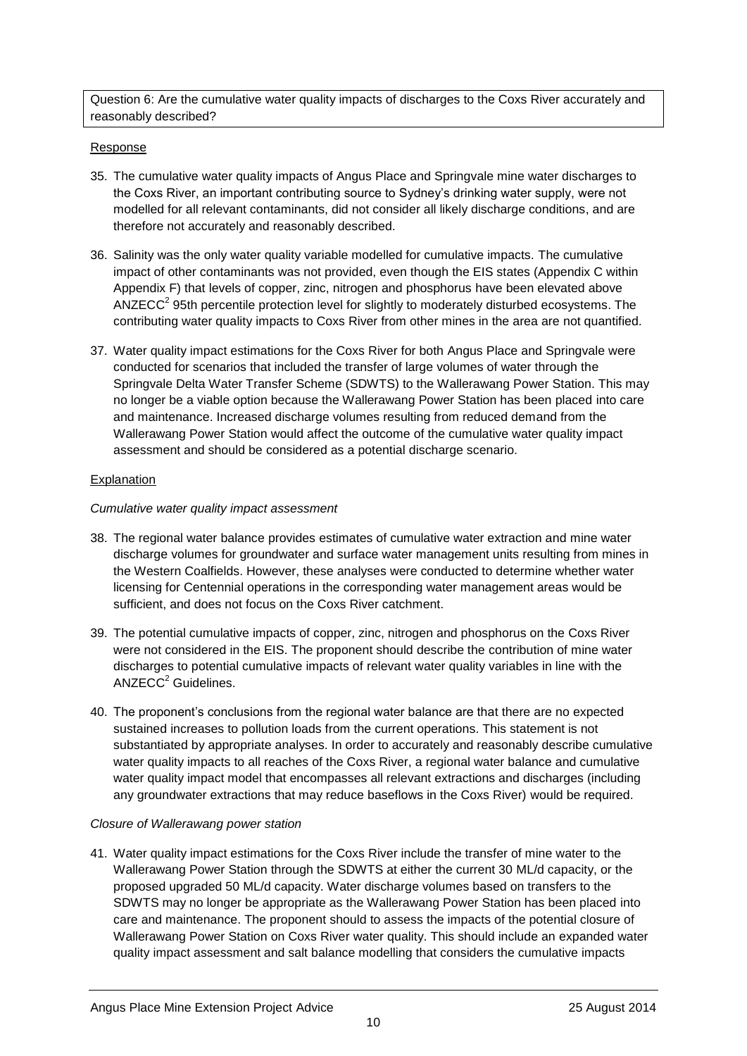Question 6: Are the cumulative water quality impacts of discharges to the Coxs River accurately and reasonably described?

Response

35. The cumulative water quality impacts of Angus Place and Springvale mine water discharges to the Coxs River, an important contributing source to Sydney's drinking water supply, were not modelled for all relevant contaminants, did not consider all likely discharge conditions, and are therefore not accurately and reasonably described.

36. Salinity was the only water quality variable modelled for cumulative impacts. The cumulative impact of other contaminants was not provided, even though the EIS states (Appendix C within Appendix F) that levels of copper, zinc, nitrogen and phosphorus have been elevated above ANZECC[2] 95th percentile protection level for slightly to moderately disturbed ecosystems. The contributing water quality impacts to Coxs River from other mines in the area are not quantified.

37. Water quality impact estimations for the Coxs River for both Angus Place and Springvale were conducted for scenarios that included the transfer of large volumes of water through the Springvale Delta Water Transfer Scheme (SDWTS) to the Wallerawang Power Station. This may no longer be a viable option because the Wallerawang Power Station has been placed into care and maintenance. Increased discharge volumes resulting from reduced demand from the Wallerawang Power Station would affect the outcome of the cumulative water quality impact assessment and should be considered as a potential discharge scenario.

Explanation

*Cumulative water quality impact assessment*

38. The regional water balance provides estimates of cumulative water extraction and mine water discharge volumes for groundwater and surface water management units resulting from mines in the Western Coalfields. However, these analyses were conducted to determine whether water licensing for Centennial operations in the corresponding water management areas would be sufficient, and does not focus on the Coxs River catchment.

39. The potential cumulative impacts of copper, zinc, nitrogen and phosphorus on the Coxs River were not considered in the EIS. The proponent should describe the contribution of mine water discharges to potential cumulative impacts of relevant water quality variables in line with the ANZECC[2] Guidelines.

40. The proponent's conclusions from the regional water balance are that there are no expected sustained increases to pollution loads from the current operations. This statement is not substantiated by appropriate analyses. In order to accurately and reasonably describe cumulative water quality impacts to all reaches of the Coxs River, a regional water balance and cumulative water quality impact model that encompasses all relevant extractions and discharges (including any groundwater extractions that may reduce baseflows in the Coxs River) would be required.

*Closure of Wallerawang power station*

41. Water quality impact estimations for the Coxs River include the transfer of mine water to the Wallerawang Power Station through the SDWTS at either the current 30 ML/d capacity, or the proposed upgraded 50 ML/d capacity. Water discharge volumes based on transfers to the SDWTS may no longer be appropriate as the Wallerawang Power Station has been placed into care and maintenance. The proponent should to assess the impacts of the potential closure of Wallerawang Power Station on Coxs River water quality. This should include an expanded water quality impact assessment and salt balance modelling that considers the cumulative impacts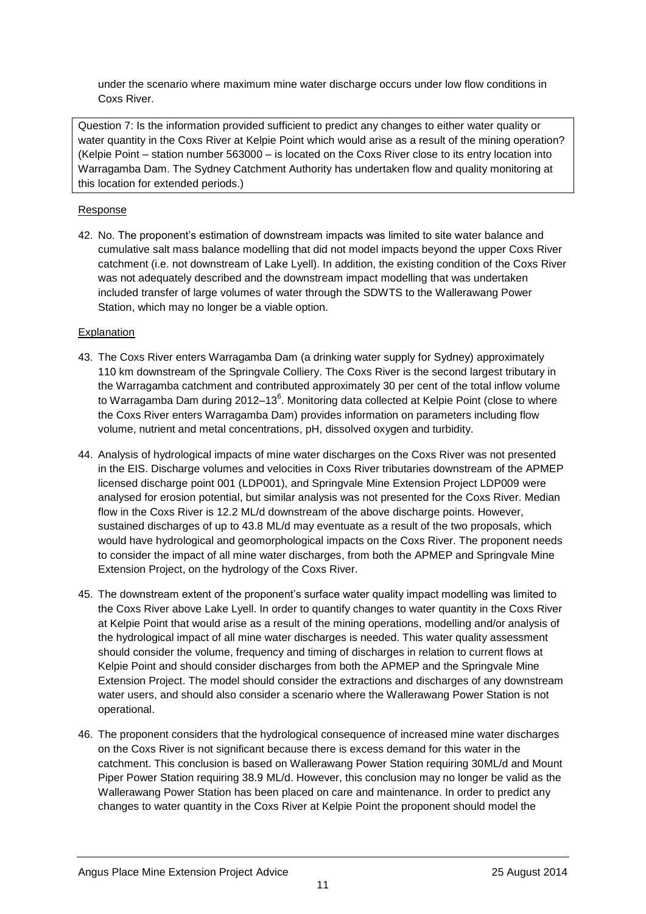under the scenario where maximum mine water discharge occurs under low flow conditions in Coxs River.

Question 7: Is the information provided sufficient to predict any changes to either water quality or water quantity in the Coxs River at Kelpie Point which would arise as a result of the mining operation? (Kelpie Point – station number 563000 – is located on the Coxs River close to its entry location into Warragamba Dam. The Sydney Catchment Authority has undertaken flow and quality monitoring at this location for extended periods.)

Response

42. No. The proponent's estimation of downstream impacts was limited to site water balance and cumulative salt mass balance modelling that did not model impacts beyond the upper Coxs River catchment (i.e. not downstream of Lake Lyell). In addition, the existing condition of the Coxs River was not adequately described and the downstream impact modelling that was undertaken included transfer of large volumes of water through the SDWTS to the Wallerawang Power Station, which may no longer be a viable option.

Explanation

43. The Coxs River enters Warragamba Dam (a drinking water supply for Sydney) approximately 110 km downstream of the Springvale Colliery. The Coxs River is the second largest tributary in the Warragamba catchment and contributed approximately 30 per cent of the total inflow volume to Warragamba Dam during 2012–13[6]. Monitoring data collected at Kelpie Point (close to where the Coxs River enters Warragamba Dam) provides information on parameters including flow volume, nutrient and metal concentrations, pH, dissolved oxygen and turbidity.

44. Analysis of hydrological impacts of mine water discharges on the Coxs River was not presented in the EIS. Discharge volumes and velocities in Coxs River tributaries downstream of the APMEP licensed discharge point 001 (LDP001), and Springvale Mine Extension Project LDP009 were analysed for erosion potential, but similar analysis was not presented for the Coxs River. Median flow in the Coxs River is 12.2 ML/d downstream of the above discharge points. However, sustained discharges of up to 43.8 ML/d may eventuate as a result of the two proposals, which would have hydrological and geomorphological impacts on the Coxs River. The proponent needs to consider the impact of all mine water discharges, from both the APMEP and Springvale Mine Extension Project, on the hydrology of the Coxs River.

45. The downstream extent of the proponent's surface water quality impact modelling was limited to the Coxs River above Lake Lyell. In order to quantify changes to water quantity in the Coxs River at Kelpie Point that would arise as a result of the mining operations, modelling and/or analysis of the hydrological impact of all mine water discharges is needed. This water quality assessment should consider the volume, frequency and timing of discharges in relation to current flows at Kelpie Point and should consider discharges from both the APMEP and the Springvale Mine Extension Project. The model should consider the extractions and discharges of any downstream water users, and should also consider a scenario where the Wallerawang Power Station is not operational.

46. The proponent considers that the hydrological consequence of increased mine water discharges on the Coxs River is not significant because there is excess demand for this water in the catchment. This conclusion is based on Wallerawang Power Station requiring 30ML/d and Mount Piper Power Station requiring 38.9 ML/d. However, this conclusion may no longer be valid as the Wallerawang Power Station has been placed on care and maintenance. In order to predict any changes to water quantity in the Coxs River at Kelpie Point the proponent should model the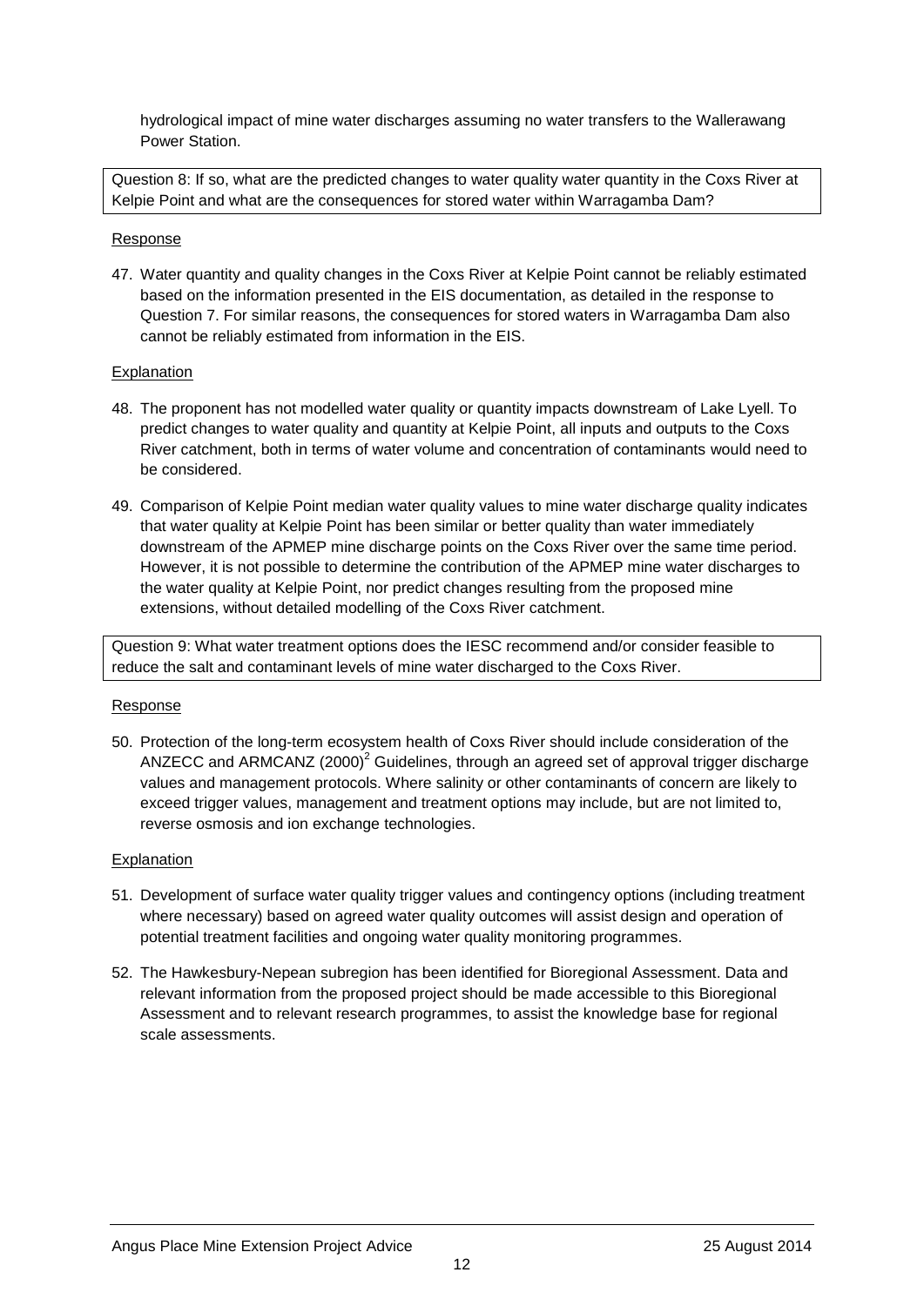hydrological impact of mine water discharges assuming no water transfers to the Wallerawang Power Station.

Question 8: If so, what are the predicted changes to water quality water quantity in the Coxs River at Kelpie Point and what are the consequences for stored water within Warragamba Dam?

Response

47. Water quantity and quality changes in the Coxs River at Kelpie Point cannot be reliably estimated based on the information presented in the EIS documentation, as detailed in the response to Question 7. For similar reasons, the consequences for stored waters in Warragamba Dam also cannot be reliably estimated from information in the EIS.

Explanation

48. The proponent has not modelled water quality or quantity impacts downstream of Lake Lyell. To predict changes to water quality and quantity at Kelpie Point, all inputs and outputs to the Coxs River catchment, both in terms of water volume and concentration of contaminants would need to be considered.

49. Comparison of Kelpie Point median water quality values to mine water discharge quality indicates that water quality at Kelpie Point has been similar or better quality than water immediately downstream of the APMEP mine discharge points on the Coxs River over the same time period. However, it is not possible to determine the contribution of the APMEP mine water discharges to the water quality at Kelpie Point, nor predict changes resulting from the proposed mine extensions, without detailed modelling of the Coxs River catchment.

Question 9: What water treatment options does the IESC recommend and/or consider feasible to reduce the salt and contaminant levels of mine water discharged to the Coxs River.

Response

50. Protection of the long-term ecosystem health of Coxs River should include consideration of the ANZECC and ARMCANZ (2000)[2] Guidelines, through an agreed set of approval trigger discharge values and management protocols. Where salinity or other contaminants of concern are likely to exceed trigger values, management and treatment options may include, but are not limited to, reverse osmosis and ion exchange technologies.

Explanation

51. Development of surface water quality trigger values and contingency options (including treatment where necessary) based on agreed water quality outcomes will assist design and operation of potential treatment facilities and ongoing water quality monitoring programmes.

52. The Hawkesbury-Nepean subregion has been identified for Bioregional Assessment. Data and relevant information from the proposed project should be made accessible to this Bioregional Assessment and to relevant research programmes, to assist the knowledge base for regional scale assessments.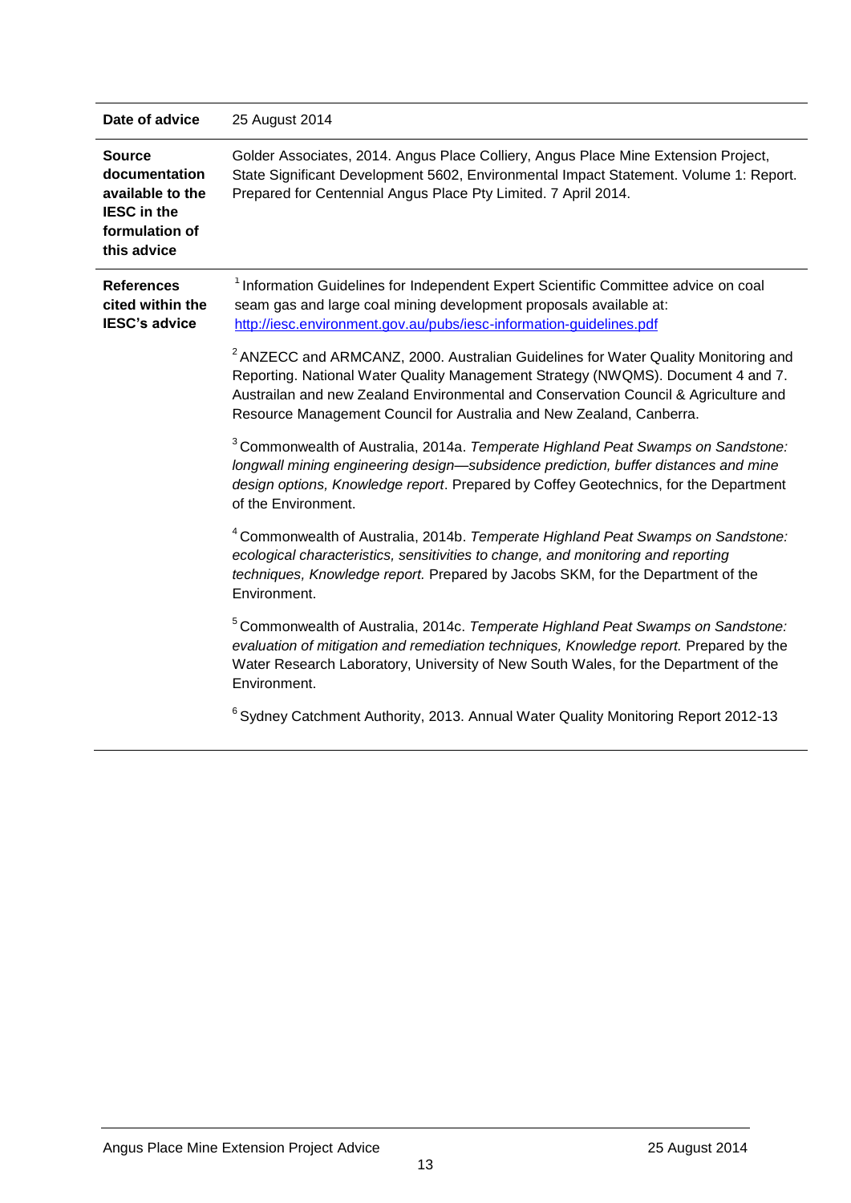| | |
|---|---|
| **Date of advice** | 25 August 2014 |
| **Source documentation available to the IESC in the formulation of this advice** | Golder Associates, 2014. Angus Place Colliery, Angus Place Mine Extension Project, State Significant Development 5602, Environmental Impact Statement. Volume 1: Report. Prepared for Centennial Angus Place Pty Limited. 7 April 2014. |
| **References cited within the IESC's advice** | [1] Information Guidelines for Independent Expert Scientific Committee advice on coal seam gas and large coal mining development proposals available at: [http://iesc.environment.gov.au/pubs/iesc-information-guidelines.pdf](http://iesc.environment.gov.au/pubs/iesc-information-guidelines.pdf)<br><br>[2] ANZECC and ARMCANZ, 2000. Australian Guidelines for Water Quality Monitoring and Reporting. National Water Quality Management Strategy (NWQMS). Document 4 and 7. Austrailan and new Zealand Environmental and Conservation Council & Agriculture and Resource Management Council for Australia and New Zealand, Canberra.<br><br>[3] Commonwealth of Australia, 2014a. *Temperate Highland Peat Swamps on Sandstone: longwall mining engineering design—subsidence prediction, buffer distances and mine design options, Knowledge report*. Prepared by Coffey Geotechnics, for the Department of the Environment.<br><br>[4] Commonwealth of Australia, 2014b. *Temperate Highland Peat Swamps on Sandstone: ecological characteristics, sensitivities to change, and monitoring and reporting techniques, Knowledge report.* Prepared by Jacobs SKM, for the Department of the Environment.<br><br>[5] Commonwealth of Australia, 2014c. *Temperate Highland Peat Swamps on Sandstone: evaluation of mitigation and remediation techniques, Knowledge report.* Prepared by the Water Research Laboratory, University of New South Wales, for the Department of the Environment.<br><br>[6] Sydney Catchment Authority, 2013. Annual Water Quality Monitoring Report 2012-13 |